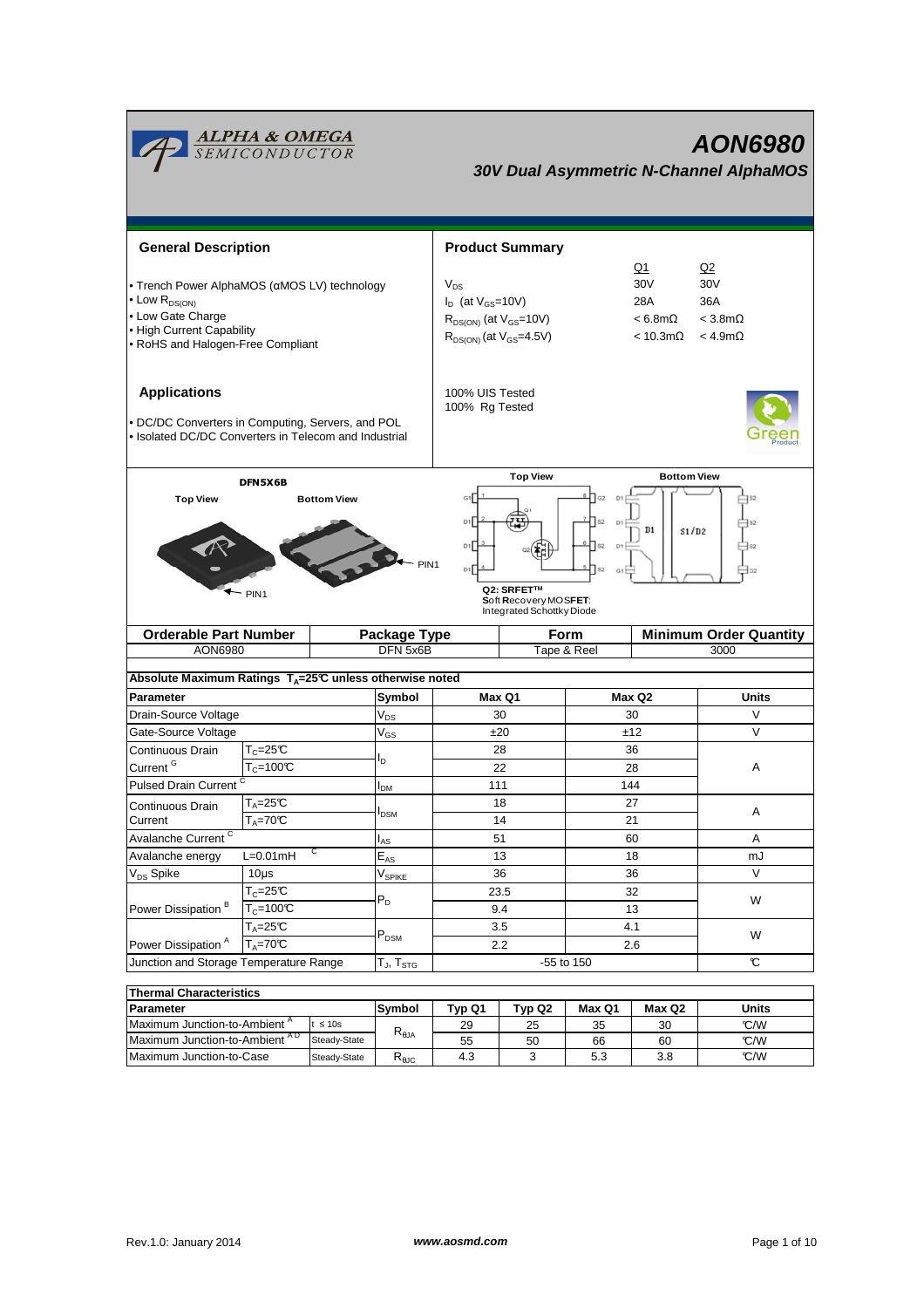# AON6980

## 30V Dual Asymmetric N-Channel AlphaMOS

### General Description

- Trench Power AlphaMOS (αMOS LV) technology
- Low $R_{DS(ON)}$
- Low Gate Charge
- High Current Capability
- RoHS and Halogen-Free Compliant

### Product Summary

| | Q1 | Q2 |
|---|---|---|
| $V_{DS}$ | 30V | 30V |
| $I_D$ (at $V_{GS}$=10V) | 28A | 36A |
| $R_{DS(ON)}$ (at $V_{GS}$=10V) | < 6.8mΩ | < 3.8mΩ |
| $R_{DS(ON)}$ (at $V_{GS}$=4.5V) | < 10.3mΩ | < 4.9mΩ |

100% UIS Tested
100% Rg Tested

### Applications

- DC/DC Converters in Computing, Servers, and POL
- Isolated DC/DC Converters in Telecom and Industrial

DFN5X6B

Top View | Bottom View

PIN1

Top View | Bottom View

Q2: SRFET™
**S**oft **R**ecovery MOS**FET**:
Integrated Schottky Diode

| Orderable Part Number | Package Type | Form | Minimum Order Quantity |
|---|---|---|---|
| AON6980 | DFN 5x6B | Tape & Reel | 3000 |

**Absolute Maximum Ratings $T_A$=25°C unless otherwise noted**

| Parameter | | Symbol | Max Q1 | Max Q2 | Units |
|---|---|---|---|---|---|
| Drain-Source Voltage | | $V_{DS}$ | 30 | 30 | V |
| Gate-Source Voltage | | $V_{GS}$ | ±20 | ±12 | V |
| Continuous Drain Current [G] | $T_C$=25°C | $I_D$ | 28 | 36 | A |
| | $T_C$=100°C | | 22 | 28 | |
| Pulsed Drain Current [C] | | $I_{DM}$ | 111 | 144 | |
| Continuous Drain Current | $T_A$=25°C | $I_{DSM}$ | 18 | 27 | A |
| | $T_A$=70°C | | 14 | 21 | |
| Avalanche Current [C] | | $I_{AS}$ | 51 | 60 | A |
| Avalanche energy | L=0.01mH [C] | $E_{AS}$ | 13 | 18 | mJ |
| $V_{DS}$ Spike | 10µs | $V_{SPIKE}$ | 36 | 36 | V |
| Power Dissipation [B] | $T_C$=25°C | $P_D$ | 23.5 | 32 | W |
| | $T_C$=100°C | | 9.4 | 13 | |
| Power Dissipation [A] | $T_A$=25°C | $P_{DSM}$ | 3.5 | 4.1 | W |
| | $T_A$=70°C | | 2.2 | 2.6 | |
| Junction and Storage Temperature Range | | $T_J$, $T_{STG}$ | -55 to 150 | | °C |

**Thermal Characteristics**

| Parameter | | Symbol | Typ Q1 | Typ Q2 | Max Q1 | Max Q2 | Units |
|---|---|---|---|---|---|---|---|
| Maximum Junction-to-Ambient [A] | t ≤ 10s | $R_{\theta JA}$ | 29 | 25 | 35 | 30 | °C/W |
| Maximum Junction-to-Ambient [A D] | Steady-State | | 55 | 50 | 66 | 60 | °C/W |
| Maximum Junction-to-Case | Steady-State | $R_{\theta JC}$ | 4.3 | 3 | 5.3 | 3.8 | °C/W |

Rev.1.0: January 2014 www.aosmd.com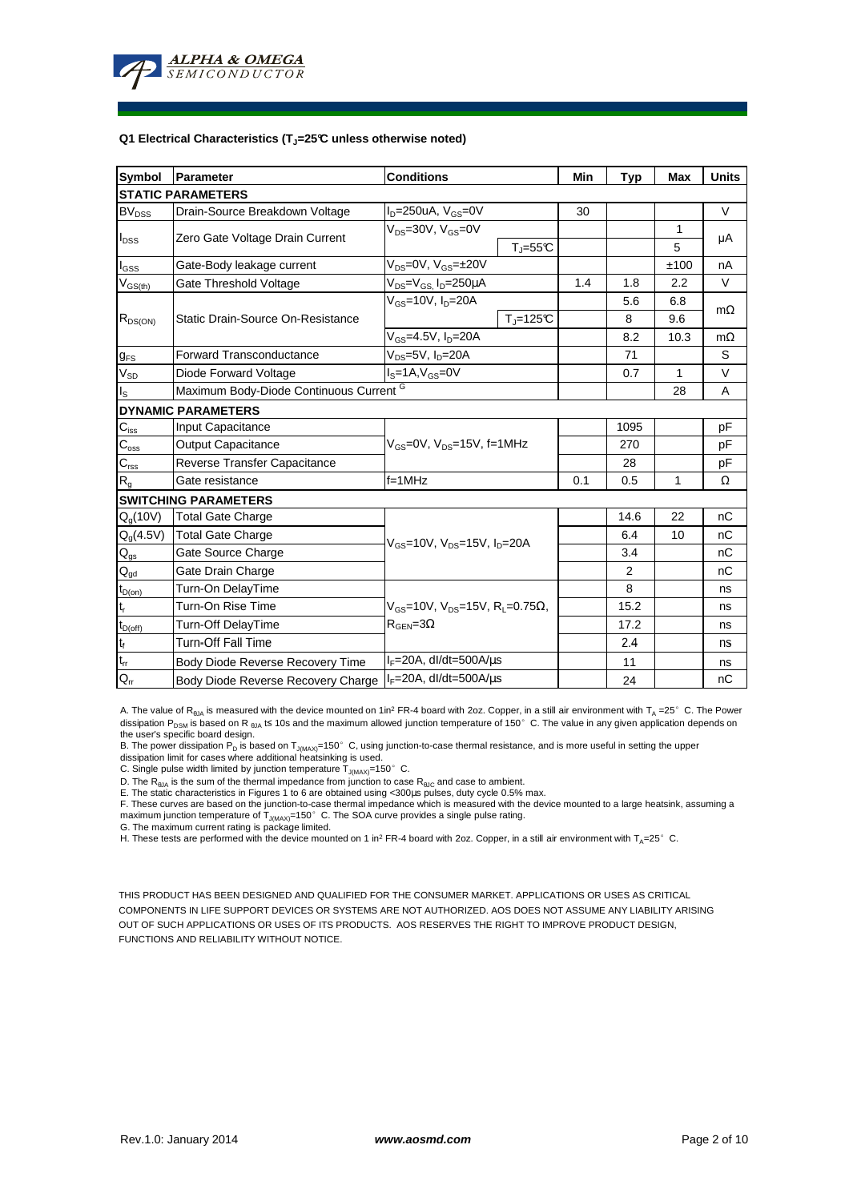**Q1 Electrical Characteristics ($T_J$=25°C unless otherwise noted)**

| Symbol | Parameter | Conditions | | Min | Typ | Max | Units |
|---|---|---|---|---|---|---|---|
| **STATIC PARAMETERS** | | | | | | | |
| $BV_{DSS}$ | Drain-Source Breakdown Voltage | $I_D$=250uA, $V_{GS}$=0V | | 30 | | | V |
| $I_{DSS}$ | Zero Gate Voltage Drain Current | $V_{DS}$=30V, $V_{GS}$=0V | | | | 1 | µA |
| | | | $T_J$=55°C | | | 5 | |
| $I_{GSS}$ | Gate-Body leakage current | $V_{DS}$=0V, $V_{GS}$=±20V | | | | ±100 | nA |
| $V_{GS(th)}$ | Gate Threshold Voltage | $V_{DS}$=$V_{GS}$, $I_D$=250µA | | 1.4 | 1.8 | 2.2 | V |
| $R_{DS(ON)}$ | Static Drain-Source On-Resistance | $V_{GS}$=10V, $I_D$=20A | | | 5.6 | 6.8 | mΩ |
| | | | $T_J$=125°C | | 8 | 9.6 | |
| | | $V_{GS}$=4.5V, $I_D$=20A | | | 8.2 | 10.3 | mΩ |
| $g_{FS}$ | Forward Transconductance | $V_{DS}$=5V, $I_D$=20A | | | 71 | | S |
| $V_{SD}$ | Diode Forward Voltage | $I_S$=1A,$V_{GS}$=0V | | | 0.7 | 1 | V |
| $I_S$ | Maximum Body-Diode Continuous Current [G] | | | | | 28 | A |
| **DYNAMIC PARAMETERS** | | | | | | | |
| $C_{iss}$ | Input Capacitance | $V_{GS}$=0V, $V_{DS}$=15V, f=1MHz | | | 1095 | | pF |
| $C_{oss}$ | Output Capacitance | | | | 270 | | pF |
| $C_{rss}$ | Reverse Transfer Capacitance | | | | 28 | | pF |
| $R_g$ | Gate resistance | f=1MHz | | 0.1 | 0.5 | 1 | Ω |
| **SWITCHING PARAMETERS** | | | | | | | |
| $Q_g$(10V) | Total Gate Charge | $V_{GS}$=10V, $V_{DS}$=15V, $I_D$=20A | | | 14.6 | 22 | nC |
| $Q_g$(4.5V) | Total Gate Charge | | | | 6.4 | 10 | nC |
| $Q_{gs}$ | Gate Source Charge | | | | 3.4 | | nC |
| $Q_{gd}$ | Gate Drain Charge | | | | 2 | | nC |
| $t_{D(on)}$ | Turn-On DelayTime | $V_{GS}$=10V, $V_{DS}$=15V, $R_L$=0.75Ω, $R_{GEN}$=3Ω | | | 8 | | ns |
| $t_r$ | Turn-On Rise Time | | | | 15.2 | | ns |
| $t_{D(off)}$ | Turn-Off DelayTime | | | | 17.2 | | ns |
| $t_f$ | Turn-Off Fall Time | | | | 2.4 | | ns |
| $t_{rr}$ | Body Diode Reverse Recovery Time | $I_F$=20A, dI/dt=500A/µs | | | 11 | | ns |
| $Q_{rr}$ | Body Diode Reverse Recovery Charge | $I_F$=20A, dI/dt=500A/µs | | | 24 | | nC |

A. The value of $R_{θJA}$ is measured with the device mounted on 1in² FR-4 board with 2oz. Copper, in a still air environment with $T_A$ =25° C. The Power dissipation $P_{DSM}$ is based on R $_{θJA}$ t≤ 10s and the maximum allowed junction temperature of 150° C. The value in any given application depends on the user's specific board design.

B. The power dissipation $P_D$ is based on $T_{J(MAX)}$=150° C, using junction-to-case thermal resistance, and is more useful in setting the upper dissipation limit for cases where additional heatsinking is used.

C. Single pulse width limited by junction temperature $T_{J(MAX)}$=150° C.

D. The $R_{θJA}$ is the sum of the thermal impedance from junction to case $R_{θJC}$ and case to ambient.

E. The static characteristics in Figures 1 to 6 are obtained using <300µs pulses, duty cycle 0.5% max.

F. These curves are based on the junction-to-case thermal impedance which is measured with the device mounted to a large heatsink, assuming a maximum junction temperature of $T_{J(MAX)}$=150° C. The SOA curve provides a single pulse rating.

G. The maximum current rating is package limited.

H. These tests are performed with the device mounted on 1 in² FR-4 board with 2oz. Copper, in a still air environment with $T_A$=25° C.

THIS PRODUCT HAS BEEN DESIGNED AND QUALIFIED FOR THE CONSUMER MARKET. APPLICATIONS OR USES AS CRITICAL COMPONENTS IN LIFE SUPPORT DEVICES OR SYSTEMS ARE NOT AUTHORIZED. AOS DOES NOT ASSUME ANY LIABILITY ARISING OUT OF SUCH APPLICATIONS OR USES OF ITS PRODUCTS. AOS RESERVES THE RIGHT TO IMPROVE PRODUCT DESIGN, FUNCTIONS AND RELIABILITY WITHOUT NOTICE.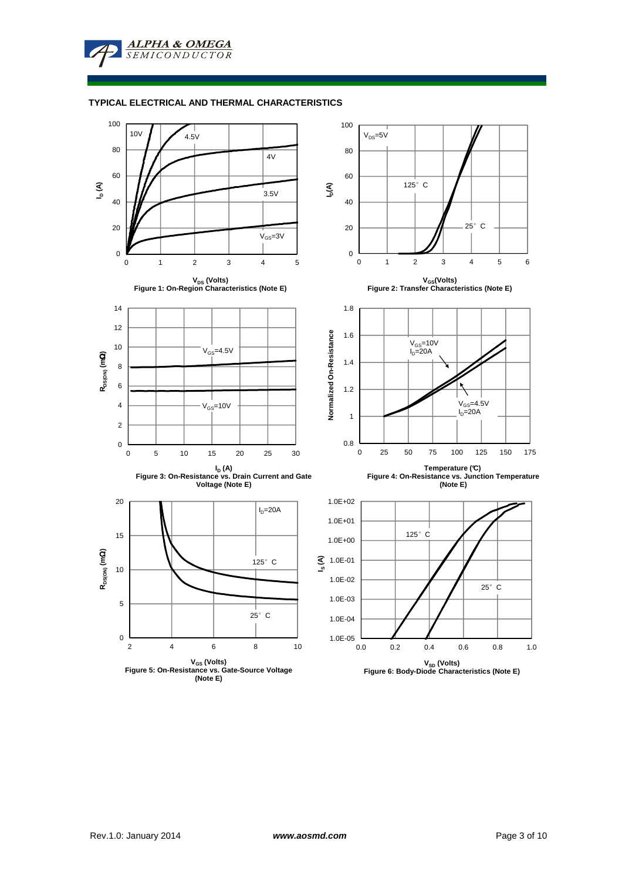## TYPICAL ELECTRICAL AND THERMAL CHARACTERISTICS

Figure 1: On-Region Characteristics (Note E)

Figure 2: Transfer Characteristics (Note E)

Figure 3: On-Resistance vs. Drain Current and Gate Voltage (Note E)

Figure 4: On-Resistance vs. Junction Temperature (Note E)

Figure 5: On-Resistance vs. Gate-Source Voltage (Note E)

Figure 6: Body-Diode Characteristics (Note E)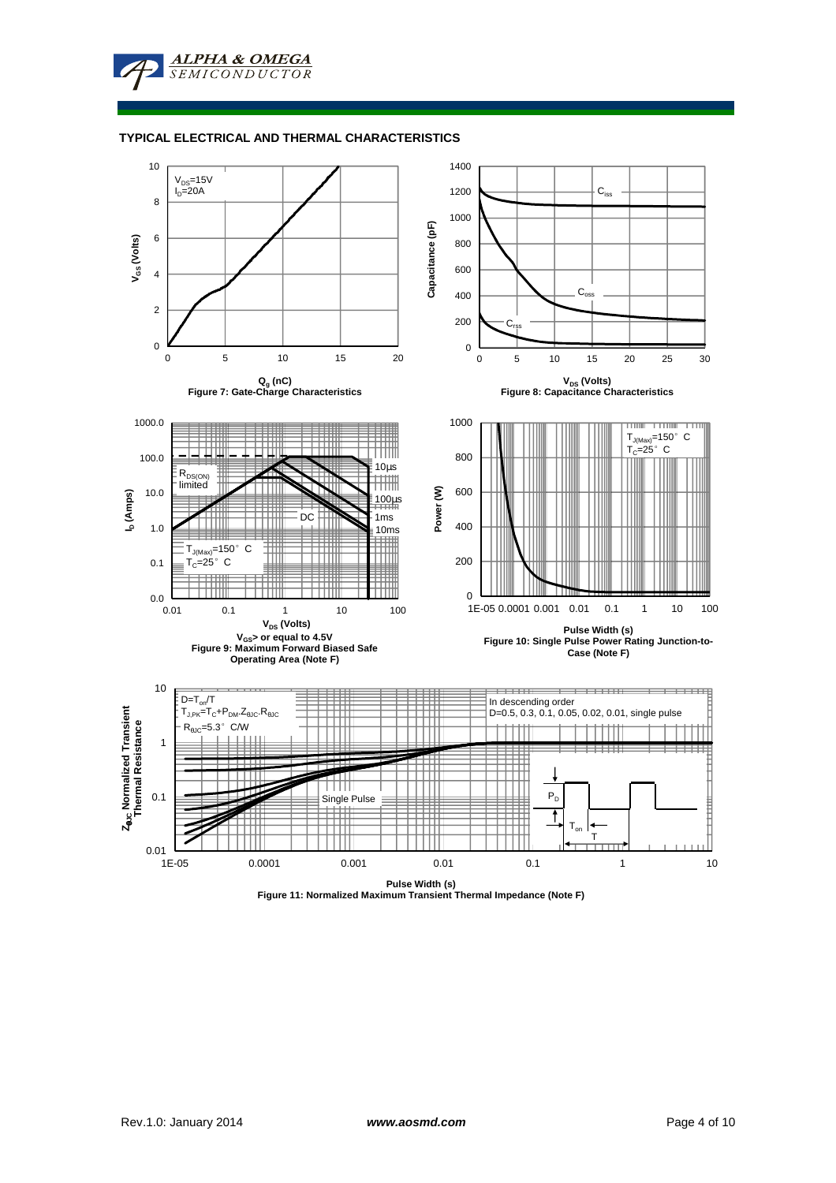## TYPICAL ELECTRICAL AND THERMAL CHARACTERISTICS

$V_{DS}$=15V
$I_D$=20A

$V_{GS}$ (Volts)

$Q_g$ (nC)

Figure 7: Gate-Charge Characteristics

$C_{iss}$

$C_{oss}$

$C_{rss}$

Capacitance (pF)

$V_{DS}$ (Volts)

Figure 8: Capacitance Characteristics

$R_{DS(ON)}$ limited

10µs

100µs

DC

1ms

10ms

$T_{J(Max)}$=150° C
$T_C$=25° C

$I_D$ (Amps)

$V_{DS}$ (Volts)

$V_{GS}$> or equal to 4.5V

Figure 9: Maximum Forward Biased Safe Operating Area (Note F)

$T_{J(Max)}$=150° C
$T_C$=25° C

Power (W)

Pulse Width (s)

Figure 10: Single Pulse Power Rating Junction-to-Case (Note F)

$D=T_{on}/T$
$T_{J,PK}=T_C+P_{DM}.Z_{\theta JC}.R_{\theta JC}$
$R_{\theta JC}$=5.3° C/W

In descending order
D=0.5, 0.3, 0.1, 0.05, 0.02, 0.01, single pulse

Single Pulse

$P_D$

$T_{on}$

T

$Z_{\theta JC}$ Normalized Transient Thermal Resistance

Pulse Width (s)

Figure 11: Normalized Maximum Transient Thermal Impedance (Note F)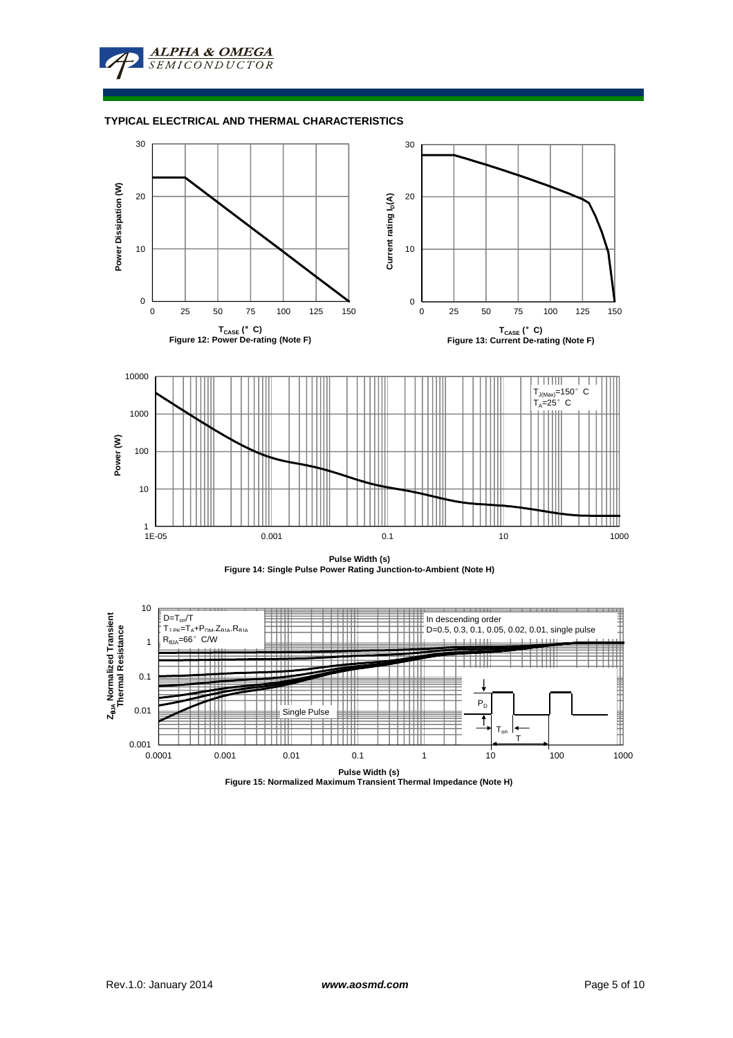## TYPICAL ELECTRICAL AND THERMAL CHARACTERISTICS

Figure 12: Power De-rating (Note F)

Figure 13: Current De-rating (Note F)

Figure 14: Single Pulse Power Rating Junction-to-Ambient (Note H)

Figure 15: Normalized Maximum Transient Thermal Impedance (Note H)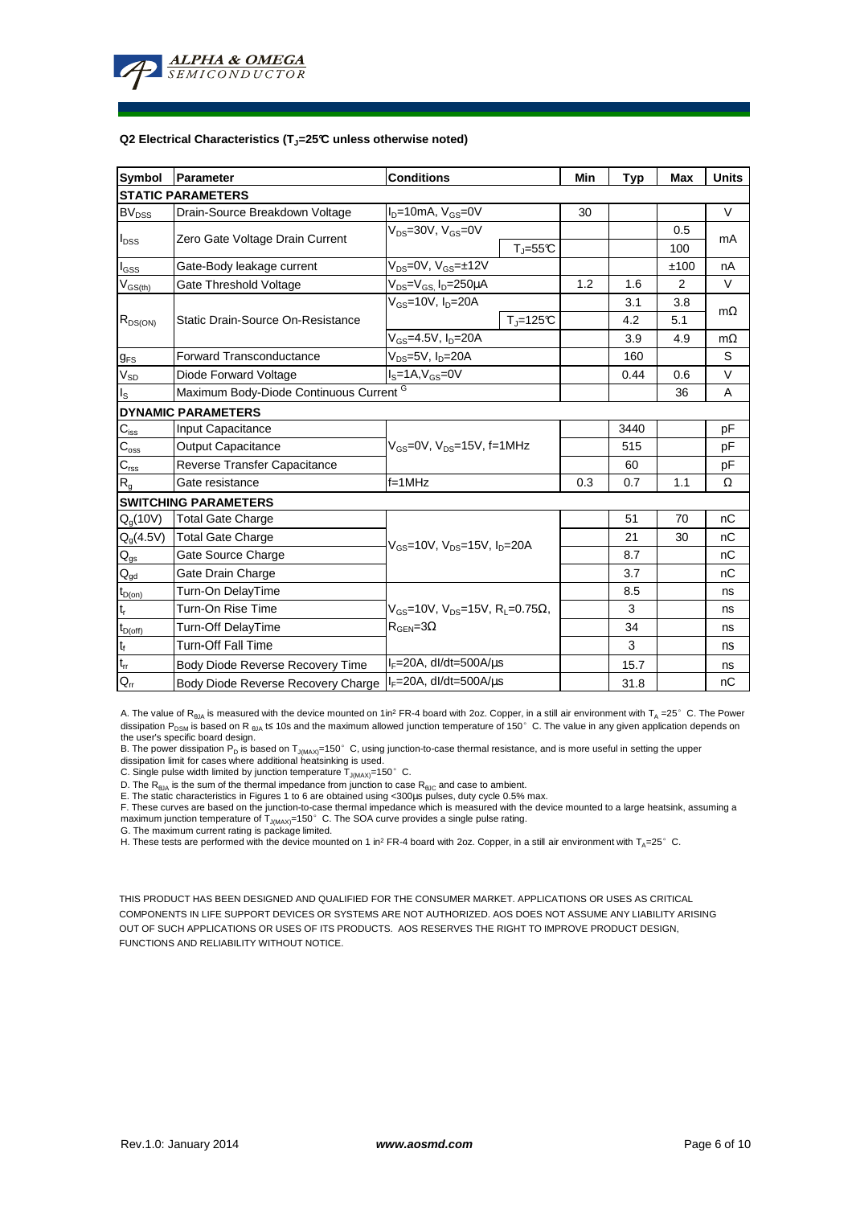**Q2 Electrical Characteristics ($T_J$=25°C unless otherwise noted)**

| Symbol | Parameter | Conditions | | Min | Typ | Max | Units |
|---|---|---|---|---|---|---|---|
| **STATIC PARAMETERS** | | | | | | | |
| $BV_{DSS}$ | Drain-Source Breakdown Voltage | $I_D$=10mA, $V_{GS}$=0V | | 30 | | | V |
| $I_{DSS}$ | Zero Gate Voltage Drain Current | $V_{DS}$=30V, $V_{GS}$=0V | | | | 0.5 | mA |
| | | | $T_J$=55°C | | | 100 | |
| $I_{GSS}$ | Gate-Body leakage current | $V_{DS}$=0V, $V_{GS}$=±12V | | | | ±100 | nA |
| $V_{GS(th)}$ | Gate Threshold Voltage | $V_{DS}$=$V_{GS}$, $I_D$=250µA | | 1.2 | 1.6 | 2 | V |
| $R_{DS(ON)}$ | Static Drain-Source On-Resistance | $V_{GS}$=10V, $I_D$=20A | | | 3.1 | 3.8 | mΩ |
| | | | $T_J$=125°C | | 4.2 | 5.1 | |
| | | $V_{GS}$=4.5V, $I_D$=20A | | | 3.9 | 4.9 | mΩ |
| $g_{FS}$ | Forward Transconductance | $V_{DS}$=5V, $I_D$=20A | | | 160 | | S |
| $V_{SD}$ | Diode Forward Voltage | $I_S$=1A,$V_{GS}$=0V | | | 0.44 | 0.6 | V |
| $I_S$ | Maximum Body-Diode Continuous Current [G] | | | | | 36 | A |
| **DYNAMIC PARAMETERS** | | | | | | | |
| $C_{iss}$ | Input Capacitance | $V_{GS}$=0V, $V_{DS}$=15V, f=1MHz | | | 3440 | | pF |
| $C_{oss}$ | Output Capacitance | | | | 515 | | pF |
| $C_{rss}$ | Reverse Transfer Capacitance | | | | 60 | | pF |
| $R_g$ | Gate resistance | f=1MHz | | 0.3 | 0.7 | 1.1 | Ω |
| **SWITCHING PARAMETERS** | | | | | | | |
| $Q_g$(10V) | Total Gate Charge | $V_{GS}$=10V, $V_{DS}$=15V, $I_D$=20A | | | 51 | 70 | nC |
| $Q_g$(4.5V) | Total Gate Charge | | | | 21 | 30 | nC |
| $Q_{gs}$ | Gate Source Charge | | | | 8.7 | | nC |
| $Q_{gd}$ | Gate Drain Charge | | | | 3.7 | | nC |
| $t_{D(on)}$ | Turn-On DelayTime | $V_{GS}$=10V, $V_{DS}$=15V, $R_L$=0.75Ω, $R_{GEN}$=3Ω | | | 8.5 | | ns |
| $t_r$ | Turn-On Rise Time | | | | 3 | | ns |
| $t_{D(off)}$ | Turn-Off DelayTime | | | | 34 | | ns |
| $t_f$ | Turn-Off Fall Time | | | | 3 | | ns |
| $t_{rr}$ | Body Diode Reverse Recovery Time | $I_F$=20A, dI/dt=500A/µs | | | 15.7 | | ns |
| $Q_{rr}$ | Body Diode Reverse Recovery Charge | $I_F$=20A, dI/dt=500A/µs | | | 31.8 | | nC |

A. The value of $R_{\theta JA}$ is measured with the device mounted on 1in² FR-4 board with 2oz. Copper, in a still air environment with $T_A$ =25°C. The Power dissipation $P_{DSM}$ is based on R $_{\theta JA}$ t≤ 10s and the maximum allowed junction temperature of 150°C. The value in any given application depends on the user's specific board design.
B. The power dissipation $P_D$ is based on $T_{J(MAX)}$=150°C, using junction-to-case thermal resistance, and is more useful in setting the upper dissipation limit for cases where additional heatsinking is used.
C. Single pulse width limited by junction temperature $T_{J(MAX)}$=150°C.
D. The $R_{\theta JA}$ is the sum of the thermal impedance from junction to case $R_{\theta JC}$ and case to ambient.
E. The static characteristics in Figures 1 to 6 are obtained using <300µs pulses, duty cycle 0.5% max.
F. These curves are based on the junction-to-case thermal impedance which is measured with the device mounted to a large heatsink, assuming a maximum junction temperature of $T_{J(MAX)}$=150°C. The SOA curve provides a single pulse rating.
G. The maximum current rating is package limited.
H. These tests are performed with the device mounted on 1 in² FR-4 board with 2oz. Copper, in a still air environment with $T_A$=25°C.

THIS PRODUCT HAS BEEN DESIGNED AND QUALIFIED FOR THE CONSUMER MARKET. APPLICATIONS OR USES AS CRITICAL COMPONENTS IN LIFE SUPPORT DEVICES OR SYSTEMS ARE NOT AUTHORIZED. AOS DOES NOT ASSUME ANY LIABILITY ARISING OUT OF SUCH APPLICATIONS OR USES OF ITS PRODUCTS. AOS RESERVES THE RIGHT TO IMPROVE PRODUCT DESIGN, FUNCTIONS AND RELIABILITY WITHOUT NOTICE.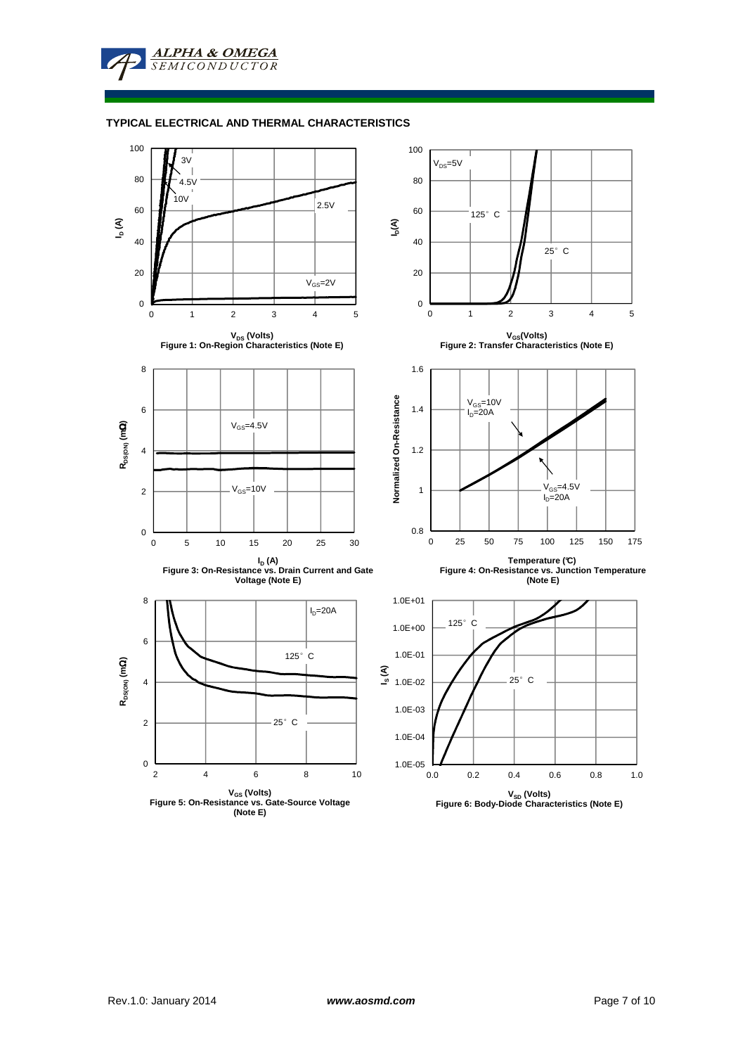## TYPICAL ELECTRICAL AND THERMAL CHARACTERISTICS

Figure 1: On-Region Characteristics (Note E)

Figure 2: Transfer Characteristics (Note E)

Figure 3: On-Resistance vs. Drain Current and Gate Voltage (Note E)

Figure 4: On-Resistance vs. Junction Temperature (Note E)

Figure 5: On-Resistance vs. Gate-Source Voltage (Note E)

Figure 6: Body-Diode Characteristics (Note E)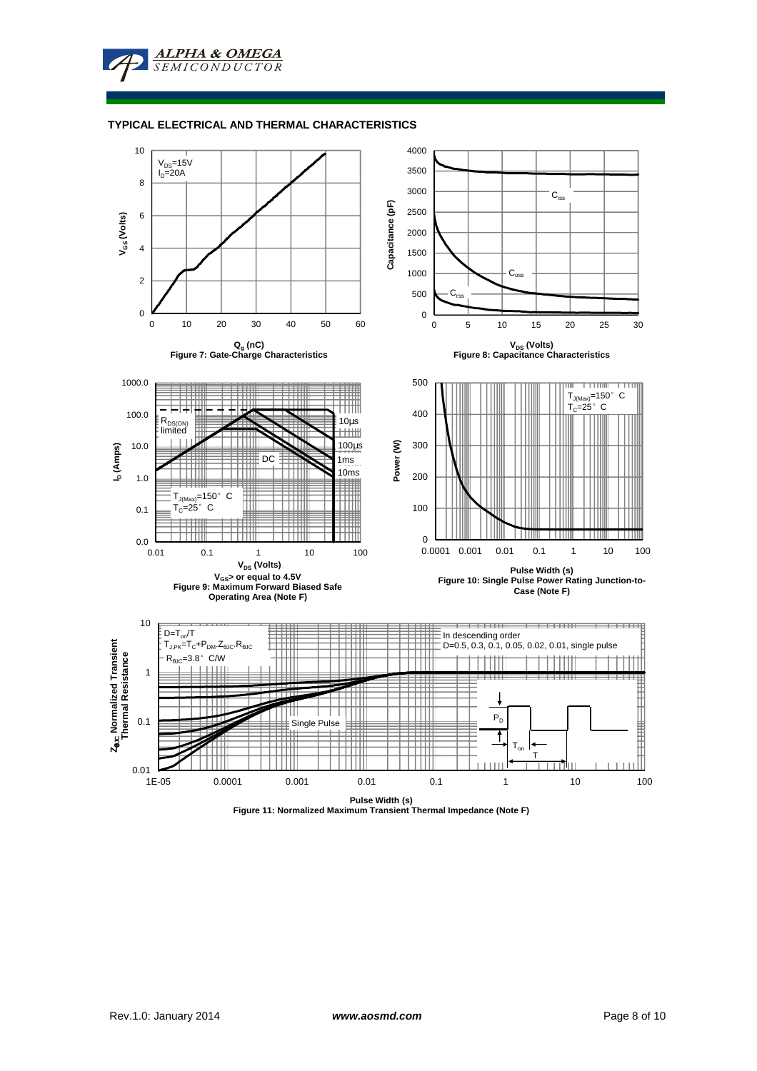## TYPICAL ELECTRICAL AND THERMAL CHARACTERISTICS

$V_{DS}$=15V
$I_D$=20A

$V_{GS}$ (Volts)

$Q_g$ (nC)

Figure 7: Gate-Charge Characteristics

$C_{iss}$

$C_{oss}$

$C_{rss}$

Capacitance (pF)

$V_{DS}$ (Volts)

Figure 8: Capacitance Characteristics

$R_{DS(ON)}$ limited

10µs

100µs

1ms

10ms

DC

$T_{J(Max)}$=150° C
$T_C$=25° C

$I_D$ (Amps)

$V_{DS}$ (Volts)

$V_{GS}$> or equal to 4.5V

Figure 9: Maximum Forward Biased Safe Operating Area (Note F)

$T_{J(Max)}$=150° C
$T_C$=25° C

Power (W)

Pulse Width (s)

Figure 10: Single Pulse Power Rating Junction-to-Case (Note F)

D=$T_{on}$/T
$T_{J,PK}$=$T_C$+$P_{DM}$.$Z_{\theta JC}$.$R_{\theta JC}$
$R_{\theta JC}$=3.8° C/W

In descending order
D=0.5, 0.3, 0.1, 0.05, 0.02, 0.01, single pulse

Single Pulse

$P_D$

$T_{on}$

T

$Z_{\theta JC}$ Normalized Transient Thermal Resistance

Pulse Width (s)

Figure 11: Normalized Maximum Transient Thermal Impedance (Note F)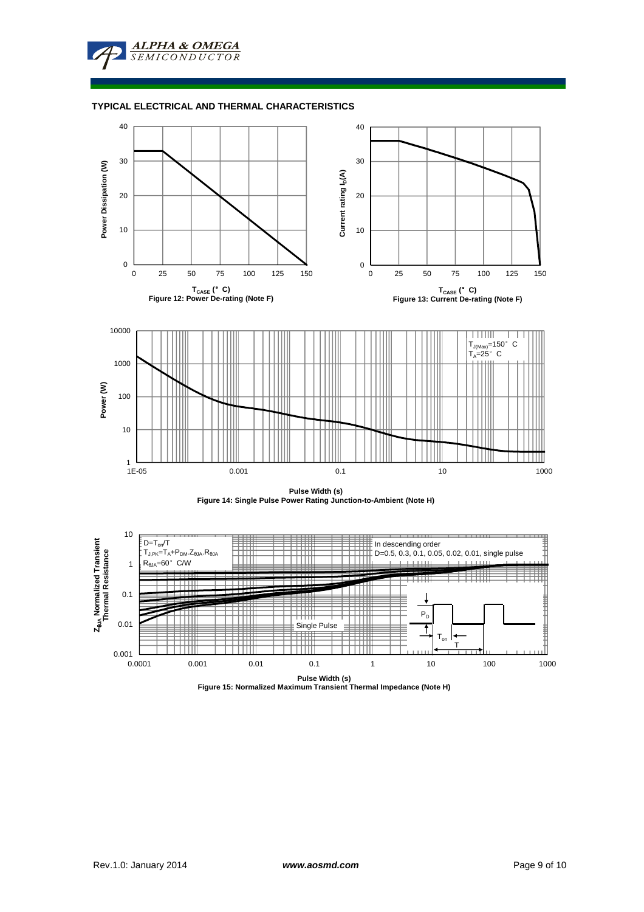## TYPICAL ELECTRICAL AND THERMAL CHARACTERISTICS

Power Dissipation (W)

$T_{CASE}$ (°C)

Figure 12: Power De-rating (Note F)

Current rating $I_D$(A)

$T_{CASE}$ (°C)

Figure 13: Current De-rating (Note F)

$T_{J(Max)}$=150°C
$T_A$=25°C

Power (W)

Pulse Width (s)

Figure 14: Single Pulse Power Rating Junction-to-Ambient (Note H)

$D=T_{on}/T$
$T_{J,PK}=T_A+P_{DM}.Z_{\theta JA}.R_{\theta JA}$
$R_{\theta JA}$=60°C/W

In descending order
D=0.5, 0.3, 0.1, 0.05, 0.02, 0.01, single pulse

Single Pulse

$Z_{\theta JA}$ Normalized Transient Thermal Resistance

Pulse Width (s)

Figure 15: Normalized Maximum Transient Thermal Impedance (Note H)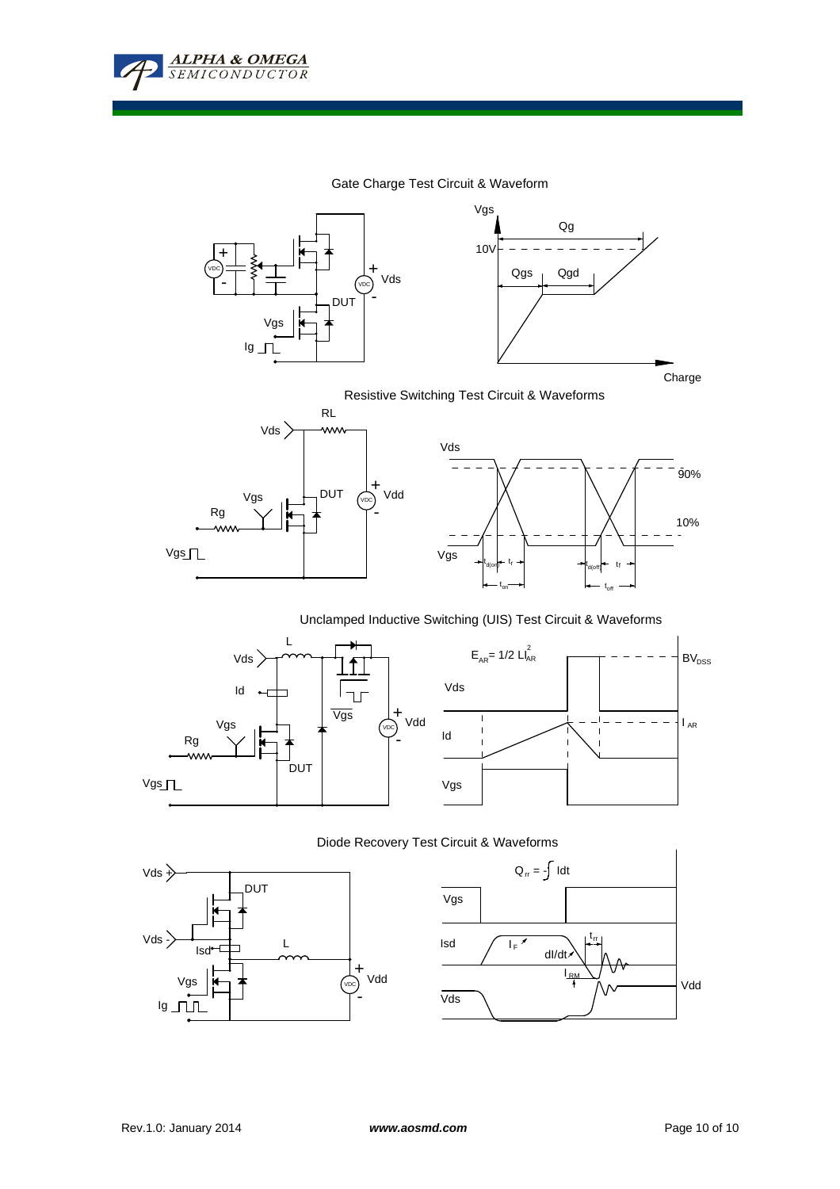## Gate Charge Test Circuit & Waveform

VDC
Vds
DUT
Vgs
Ig

Vgs
Qg
10V
Qgs
Qgd
Charge

## Resistive Switching Test Circuit & Waveforms

RL
Vds
Vgs
DUT
Rg
Vdd
VDC
Vgs

Vds
90%
10%
Vgs
$t_{d(on)}$
$t_r$
$t_{on}$
$t_{d(off)}$
$t_f$
$t_{off}$

## Unclamped Inductive Switching (UIS) Test Circuit & Waveforms

L
Vds
Id
Vgs
Rg
DUT
Vgs
$\overline{Vgs}$
Vdd
VDC

$E_{AR} = 1/2\ LI_{AR}^2$
$BV_{DSS}$
Vds
Id
$I_{AR}$
Vgs

## Diode Recovery Test Circuit & Waveforms

Vds +
DUT
Vds -
Isd
L
Vgs
Ig
Vdd
VDC

$Q_{rr} = -\int Idt$
Vgs
Isd
$I_F$
dI/dt
$t_{rr}$
$I_{RM}$
Vds
Vdd